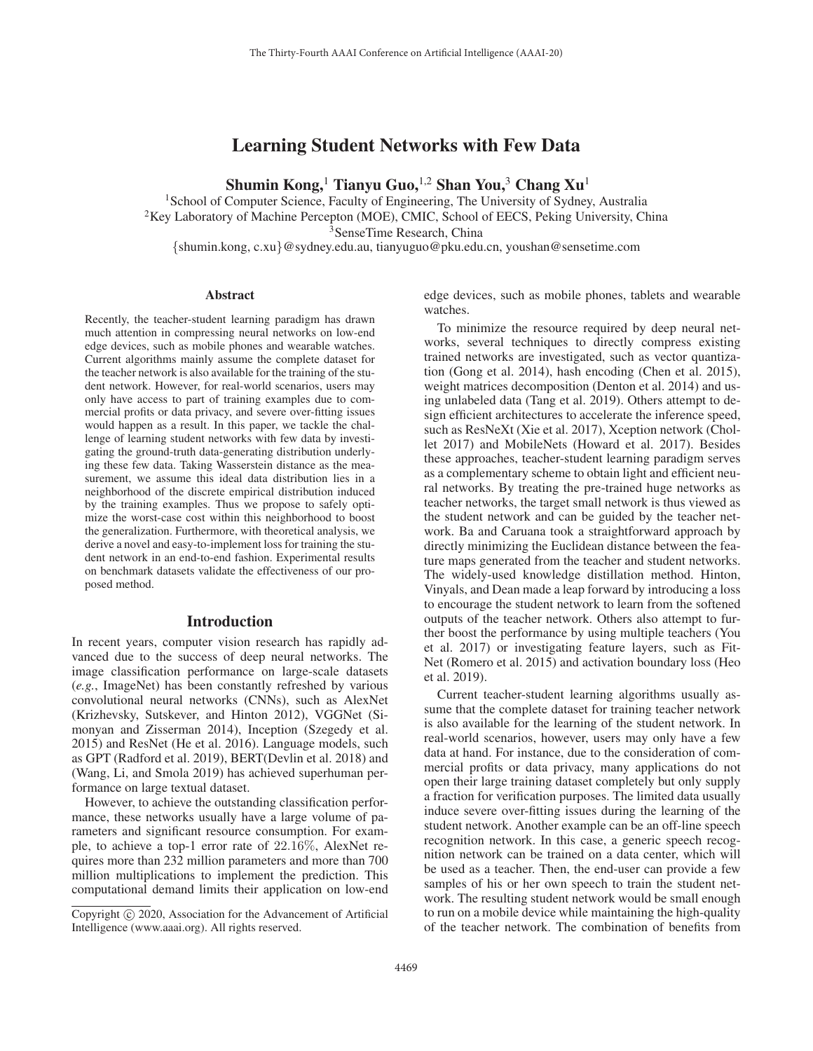# Learning Student Networks with Few Data

**Shumin Kong,[1] Tianyu Guo,[1,2] Shan You,[3] Chang Xu[1]**

[1]School of Computer Science, Faculty of Engineering, The University of Sydney, Australia
[2]Key Laboratory of Machine Percepton (MOE), CMIC, School of EECS, Peking University, China
[3]SenseTime Research, China
{shumin.kong, c.xu}@sydney.edu.au, tianyuguo@pku.edu.cn, youshan@sensetime.com

## Abstract

Recently, the teacher-student learning paradigm has drawn much attention in compressing neural networks on low-end edge devices, such as mobile phones and wearable watches. Current algorithms mainly assume the complete dataset for the teacher network is also available for the training of the student network. However, for real-world scenarios, users may only have access to part of training examples due to commercial profits or data privacy, and severe over-fitting issues would happen as a result. In this paper, we tackle the challenge of learning student networks with few data by investigating the ground-truth data-generating distribution underlying these few data. Taking Wasserstein distance as the measurement, we assume this ideal data distribution lies in a neighborhood of the discrete empirical distribution induced by the training examples. Thus we propose to safely optimize the worst-case cost within this neighborhood to boost the generalization. Furthermore, with theoretical analysis, we derive a novel and easy-to-implement loss for training the student network in an end-to-end fashion. Experimental results on benchmark datasets validate the effectiveness of our proposed method.

## Introduction

In recent years, computer vision research has rapidly advanced due to the success of deep neural networks. The image classification performance on large-scale datasets (*e.g.*, ImageNet) has been constantly refreshed by various convolutional neural networks (CNNs), such as AlexNet (Krizhevsky, Sutskever, and Hinton 2012), VGGNet (Simonyan and Zisserman 2014), Inception (Szegedy et al. 2015) and ResNet (He et al. 2016). Language models, such as GPT (Radford et al. 2019), BERT(Devlin et al. 2018) and (Wang, Li, and Smola 2019) has achieved superhuman performance on large textual dataset.

However, to achieve the outstanding classification performance, these networks usually have a large volume of parameters and significant resource consumption. For example, to achieve a top-1 error rate of $22.16\%$, AlexNet requires more than 232 million parameters and more than 700 million multiplications to implement the prediction. This computational demand limits their application on low-end edge devices, such as mobile phones, tablets and wearable watches.

To minimize the resource required by deep neural networks, several techniques to directly compress existing trained networks are investigated, such as vector quantization (Gong et al. 2014), hash encoding (Chen et al. 2015), weight matrices decomposition (Denton et al. 2014) and using unlabeled data (Tang et al. 2019). Others attempt to design efficient architectures to accelerate the inference speed, such as ResNeXt (Xie et al. 2017), Xception network (Chollet 2017) and MobileNets (Howard et al. 2017). Besides these approaches, teacher-student learning paradigm serves as a complementary scheme to obtain light and efficient neural networks. By treating the pre-trained huge networks as teacher networks, the target small network is thus viewed as the student network and can be guided by the teacher network. Ba and Caruana took a straightforward approach by directly minimizing the Euclidean distance between the feature maps generated from the teacher and student networks. The widely-used knowledge distillation method. Hinton, Vinyals, and Dean made a leap forward by introducing a loss to encourage the student network to learn from the softened outputs of the teacher network. Others also attempt to further boost the performance by using multiple teachers (You et al. 2017) or investigating feature layers, such as FitNet (Romero et al. 2015) and activation boundary loss (Heo et al. 2019).

Current teacher-student learning algorithms usually assume that the complete dataset for training teacher network is also available for the learning of the student network. In real-world scenarios, however, users may only have a few data at hand. For instance, due to the consideration of commercial profits or data privacy, many applications do not open their large training dataset completely but only supply a fraction for verification purposes. The limited data usually induce severe over-fitting issues during the learning of the student network. Another example can be an off-line speech recognition network. In this case, a generic speech recognition network can be trained on a data center, which will be used as a teacher. Then, the end-user can provide a few samples of his or her own speech to train the student network. The resulting student network would be small enough to run on a mobile device while maintaining the high-quality of the teacher network. The combination of benefits from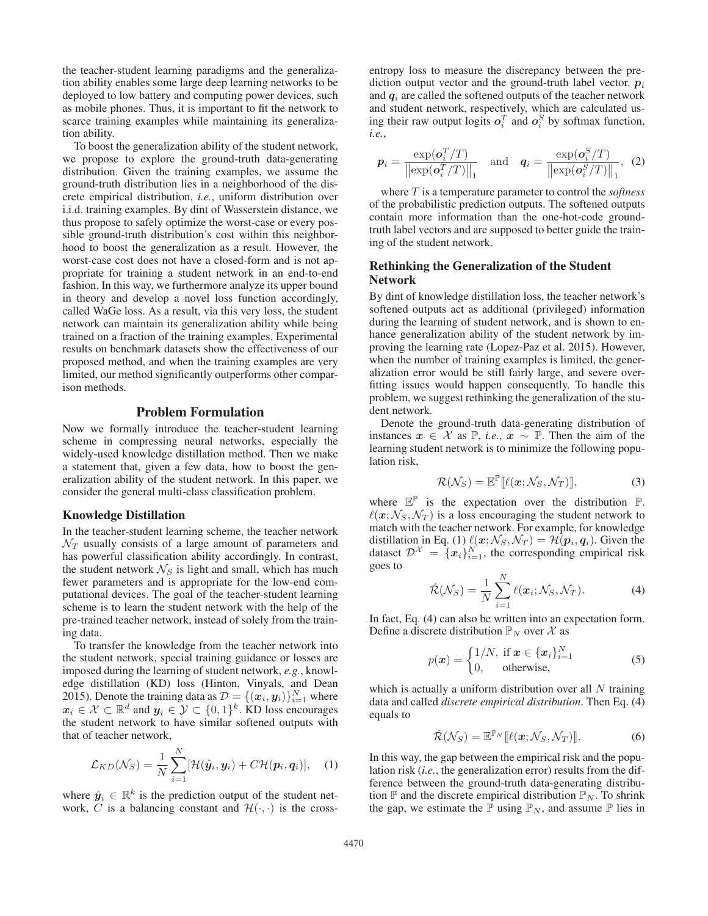the teacher-student learning paradigms and the generalization ability enables some large deep learning networks to be deployed to low battery and computing power devices, such as mobile phones. Thus, it is important to fit the network to scarce training examples while maintaining its generalization ability.

To boost the generalization ability of the student network, we propose to explore the ground-truth data-generating distribution. Given the training examples, we assume the ground-truth distribution lies in a neighborhood of the discrete empirical distribution, *i.e.*, uniform distribution over i.i.d. training examples. By dint of Wasserstein distance, we thus propose to safely optimize the worst-case or every possible ground-truth distribution's cost within this neighborhood to boost the generalization as a result. However, the worst-case cost does not have a closed-form and is not appropriate for training a student network in an end-to-end fashion. In this way, we furthermore analyze its upper bound in theory and develop a novel loss function accordingly, called WaGe loss. As a result, via this very loss, the student network can maintain its generalization ability while being trained on a fraction of the training examples. Experimental results on benchmark datasets show the effectiveness of our proposed method, and when the training examples are very limited, our method significantly outperforms other comparison methods.

## Problem Formulation

Now we formally introduce the teacher-student learning scheme in compressing neural networks, especially the widely-used knowledge distillation method. Then we make a statement that, given a few data, how to boost the generalization ability of the student network. In this paper, we consider the general multi-class classification problem.

### Knowledge Distillation

In the teacher-student learning scheme, the teacher network $\mathcal{N}_T$ usually consists of a large amount of parameters and has powerful classification ability accordingly. In contrast, the student network $\mathcal{N}_S$ is light and small, which has much fewer parameters and is appropriate for the low-end computational devices. The goal of the teacher-student learning scheme is to learn the student network with the help of the pre-trained teacher network, instead of solely from the training data.

To transfer the knowledge from the teacher network into the student network, special training guidance or losses are imposed during the learning of student network, *e.g.*, knowledge distillation (KD) loss (Hinton, Vinyals, and Dean 2015). Denote the training data as $\mathcal{D} = \{(\boldsymbol{x}_i, \boldsymbol{y}_i)\}_{i=1}^N$ where $\boldsymbol{x}_i \in \mathcal{X} \subset \mathbb{R}^d$ and $\boldsymbol{y}_i \in \mathcal{Y} \subset \{0,1\}^k$. KD loss encourages the student network to have similar softened outputs with that of teacher network,

$$\mathcal{L}_{KD}(\mathcal{N}_S) = \frac{1}{N}\sum_{i=1}^{N}[\mathcal{H}(\hat{\boldsymbol{y}}_i, \boldsymbol{y}_i) + C\mathcal{H}(\boldsymbol{p}_i, \boldsymbol{q}_i)], \quad (1)$$

where $\hat{\boldsymbol{y}}_i \in \mathbb{R}^k$ is the prediction output of the student network, $C$ is a balancing constant and $\mathcal{H}(\cdot,\cdot)$ is the cross-entropy loss to measure the discrepancy between the prediction output vector and the ground-truth label vector. $\boldsymbol{p}_i$ and $\boldsymbol{q}_i$ are called the softened outputs of the teacher network and student network, respectively, which are calculated using their raw output logits $\boldsymbol{o}_i^T$ and $\boldsymbol{o}_i^S$ by softmax function, *i.e.*,

$$\boldsymbol{p}_i = \frac{\exp(\boldsymbol{o}_i^T/T)}{\left\|\exp(\boldsymbol{o}_i^T/T)\right\|_1} \quad \text{and} \quad \boldsymbol{q}_i = \frac{\exp(\boldsymbol{o}_i^S/T)}{\left\|\exp(\boldsymbol{o}_i^S/T)\right\|_1}, \quad (2)$$

where $T$ is a temperature parameter to control the *softness* of the probabilistic prediction outputs. The softened outputs contain more information than the one-hot-code ground-truth label vectors and are supposed to better guide the training of the student network.

### Rethinking the Generalization of the Student Network

By dint of knowledge distillation loss, the teacher network's softened outputs act as additional (privileged) information during the learning of student network, and is shown to enhance generalization ability of the student network by improving the learning rate (Lopez-Paz et al. 2015). However, when the number of training examples is limited, the generalization error would be still fairly large, and severe overfitting issues would happen consequently. To handle this problem, we suggest rethinking the generalization of the student network.

Denote the ground-truth data-generating distribution of instances $\boldsymbol{x} \in \mathcal{X}$ as $\mathbb{P}$, *i.e.*, $\boldsymbol{x} \sim \mathbb{P}$. Then the aim of the learning student network is to minimize the following population risk,

$$\mathcal{R}(\mathcal{N}_S) = \mathbb{E}^{\mathbb{P}}[\![\ell(\boldsymbol{x}; \mathcal{N}_S, \mathcal{N}_T)]\!], \quad (3)$$

where $\mathbb{E}^{\mathbb{P}}$ is the expectation over the distribution $\mathbb{P}$. $\ell(\boldsymbol{x}; \mathcal{N}_S, \mathcal{N}_T)$ is a loss encouraging the student network to match with the teacher network. For example, for knowledge distillation in Eq. (1) $\ell(\boldsymbol{x}; \mathcal{N}_S, \mathcal{N}_T) = \mathcal{H}(\boldsymbol{p}_i, \boldsymbol{q}_i)$. Given the dataset $\mathcal{D}^{\mathcal{X}} = \{\boldsymbol{x}_i\}_{i=1}^N$, the corresponding empirical risk goes to

$$\hat{\mathcal{R}}(\mathcal{N}_S) = \frac{1}{N}\sum_{i=1}^{N}\ell(\boldsymbol{x}_i; \mathcal{N}_S, \mathcal{N}_T). \quad (4)$$

In fact, Eq. (4) can also be written into an expectation form. Define a discrete distribution $\mathbb{P}_N$ over $\mathcal{X}$ as

$$p(\boldsymbol{x}) = \begin{cases} 1/N, & \text{if } \boldsymbol{x} \in \{\boldsymbol{x}_i\}_{i=1}^N \\ 0, & \text{otherwise,} \end{cases} \quad (5)$$

which is actually a uniform distribution over all $N$ training data and called *discrete empirical distribution*. Then Eq. (4) equals to

$$\hat{\mathcal{R}}(\mathcal{N}_S) = \mathbb{E}^{\mathbb{P}_N}[\![\ell(\boldsymbol{x}; \mathcal{N}_S, \mathcal{N}_T)]\!]. \quad (6)$$

In this way, the gap between the empirical risk and the population risk (*i.e.*, the generalization error) results from the difference between the ground-truth data-generating distribution $\mathbb{P}$ and the discrete empirical distribution $\mathbb{P}_N$. To shrink the gap, we estimate the $\mathbb{P}$ using $\mathbb{P}_N$, and assume $\mathbb{P}$ lies in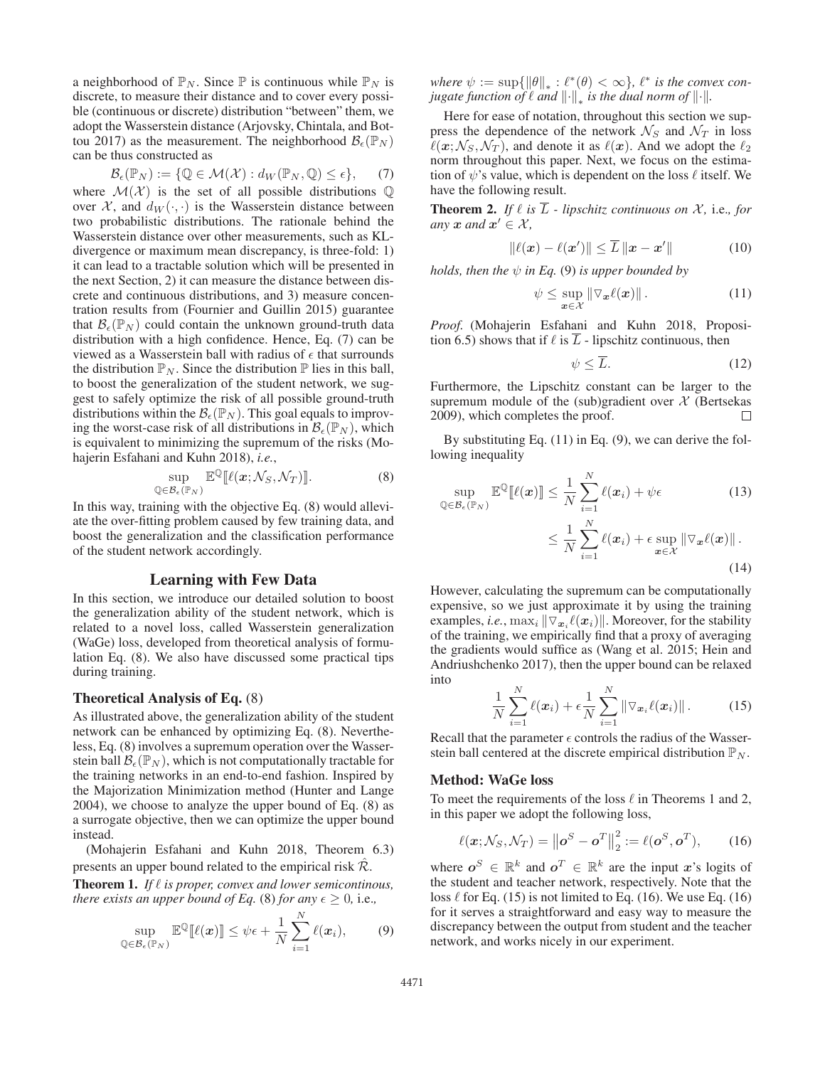a neighborhood of $\mathbb{P}_N$. Since $\mathbb{P}$ is continuous while $\mathbb{P}_N$ is discrete, to measure their distance and to cover every possible (continuous or discrete) distribution "between" them, we adopt the Wasserstein distance (Arjovsky, Chintala, and Bottou 2017) as the measurement. The neighborhood $\mathcal{B}_\epsilon(\mathbb{P}_N)$ can be thus constructed as

$$\mathcal{B}_\epsilon(\mathbb{P}_N) := \{\mathbb{Q} \in \mathcal{M}(\mathcal{X}) : d_W(\mathbb{P}_N, \mathbb{Q}) \leq \epsilon\}, \tag{7}$$

where $\mathcal{M}(\mathcal{X})$ is the set of all possible distributions $\mathbb{Q}$ over $\mathcal{X}$, and $d_W(\cdot, \cdot)$ is the Wasserstein distance between two probabilistic distributions. The rationale behind the Wasserstein distance over other measurements, such as KL-divergence or maximum mean discrepancy, is three-fold: 1) it can lead to a tractable solution which will be presented in the next Section, 2) it can measure the distance between discrete and continuous distributions, and 3) measure concentration results from (Fournier and Guillin 2015) guarantee that $\mathcal{B}_\epsilon(\mathbb{P}_N)$ could contain the unknown ground-truth data distribution with a high confidence. Hence, Eq. (7) can be viewed as a Wasserstein ball with radius of $\epsilon$ that surrounds the distribution $\mathbb{P}_N$. Since the distribution $\mathbb{P}$ lies in this ball, to boost the generalization of the student network, we suggest to safely optimize the risk of all possible ground-truth distributions within the $\mathcal{B}_\epsilon(\mathbb{P}_N)$. This goal equals to improving the worst-case risk of all distributions in $\mathcal{B}_\epsilon(\mathbb{P}_N)$, which is equivalent to minimizing the supremum of the risks (Mohajerin Esfahani and Kuhn 2018), *i.e.*,

$$\sup_{\mathbb{Q} \in \mathcal{B}_\epsilon(\mathbb{P}_N)} \mathbb{E}^{\mathbb{Q}} [\![ \ell(\boldsymbol{x}; \mathcal{N}_S, \mathcal{N}_T) ]\!]. \tag{8}$$

In this way, training with the objective Eq. (8) would alleviate the over-fitting problem caused by few training data, and boost the generalization and the classification performance of the student network accordingly.

## Learning with Few Data

In this section, we introduce our detailed solution to boost the generalization ability of the student network, which is related to a novel loss, called Wasserstein generalization (WaGe) loss, developed from theoretical analysis of formulation Eq. (8). We also have discussed some practical tips during training.

### Theoretical Analysis of Eq. (8)

As illustrated above, the generalization ability of the student network can be enhanced by optimizing Eq. (8). Nevertheless, Eq. (8) involves a supremum operation over the Wasserstein ball $\mathcal{B}_\epsilon(\mathbb{P}_N)$, which is not computationally tractable for the training networks in an end-to-end fashion. Inspired by the Majorization Minimization method (Hunter and Lange 2004), we choose to analyze the upper bound of Eq. (8) as a surrogate objective, then we can optimize the upper bound instead.

(Mohajerin Esfahani and Kuhn 2018, Theorem 6.3) presents an upper bound related to the empirical risk $\hat{\mathcal{R}}$.

**Theorem 1.** *If $\ell$ is proper, convex and lower semicontinous, there exists an upper bound of Eq.* (8) *for any $\epsilon \geq 0$,* i.e.*,*

$$\sup_{\mathbb{Q} \in \mathcal{B}_\epsilon(\mathbb{P}_N)} \mathbb{E}^{\mathbb{Q}} [\![ \ell(\boldsymbol{x}) ]\!] \leq \psi\epsilon + \frac{1}{N}\sum_{i=1}^{N} \ell(\boldsymbol{x}_i), \tag{9}$$

*where $\psi := \sup\{\|\theta\|_* : \ell^*(\theta) < \infty\}$, $\ell^*$ is the convex conjugate function of $\ell$ and $\|\cdot\|_*$ is the dual norm of $\|\cdot\|$.*

Here for ease of notation, throughout this section we suppress the dependence of the network $\mathcal{N}_S$ and $\mathcal{N}_T$ in loss $\ell(\boldsymbol{x}; \mathcal{N}_S, \mathcal{N}_T)$, and denote it as $\ell(\boldsymbol{x})$. And we adopt the $\ell_2$ norm throughout this paper. Next, we focus on the estimation of $\psi$'s value, which is dependent on the loss $\ell$ itself. We have the following result.

**Theorem 2.** *If $\ell$ is $\overline{L}$ - lipschitz continuous on $\mathcal{X}$,* i.e.*, for any $\boldsymbol{x}$ and $\boldsymbol{x}' \in \mathcal{X}$,*

$$\|\ell(\boldsymbol{x}) - \ell(\boldsymbol{x}')\| \leq \overline{L}\, \|\boldsymbol{x} - \boldsymbol{x}'\| \tag{10}$$

*holds, then the $\psi$ in Eq.* (9) *is upper bounded by*

$$\psi \leq \sup_{\boldsymbol{x} \in \mathcal{X}} \|\triangledown_{\boldsymbol{x}} \ell(\boldsymbol{x})\|. \tag{11}$$

*Proof.* (Mohajerin Esfahani and Kuhn 2018, Proposition 6.5) shows that if $\ell$ is $\overline{L}$ - lipschitz continuous, then

$$\psi \leq \overline{L}. \tag{12}$$

Furthermore, the Lipschitz constant can be larger to the supremum module of the (sub)gradient over $\mathcal{X}$ (Bertsekas 2009), which completes the proof. □

By substituting Eq. (11) in Eq. (9), we can derive the following inequality

$$\sup_{\mathbb{Q} \in \mathcal{B}_\epsilon(\mathbb{P}_N)} \mathbb{E}^{\mathbb{Q}} [\![ \ell(\boldsymbol{x}) ]\!] \leq \frac{1}{N}\sum_{i=1}^{N} \ell(\boldsymbol{x}_i) + \psi\epsilon \tag{13}$$

$$\leq \frac{1}{N}\sum_{i=1}^{N} \ell(\boldsymbol{x}_i) + \epsilon \sup_{\boldsymbol{x} \in \mathcal{X}} \|\triangledown_{\boldsymbol{x}} \ell(\boldsymbol{x})\|. \tag{14}$$

However, calculating the supremum can be computationally expensive, so we just approximate it by using the training examples, *i.e.*, $\max_i \|\triangledown_{\boldsymbol{x}_i} \ell(\boldsymbol{x}_i)\|$. Moreover, for the stability of the training, we empirically find that a proxy of averaging the gradients would suffice as (Wang et al. 2015; Hein and Andriushchenko 2017), then the upper bound can be relaxed into

$$\frac{1}{N}\sum_{i=1}^{N} \ell(\boldsymbol{x}_i) + \epsilon \frac{1}{N}\sum_{i=1}^{N} \|\triangledown_{\boldsymbol{x}_i} \ell(\boldsymbol{x}_i)\|. \tag{15}$$

Recall that the parameter $\epsilon$ controls the radius of the Wasserstein ball centered at the discrete empirical distribution $\mathbb{P}_N$.

### Method: WaGe loss

To meet the requirements of the loss $\ell$ in Theorems 1 and 2, in this paper we adopt the following loss,

$$\ell(\boldsymbol{x}; \mathcal{N}_S, \mathcal{N}_T) = \left\|\boldsymbol{o}^S - \boldsymbol{o}^T\right\|_2^2 := \ell(\boldsymbol{o}^S, \boldsymbol{o}^T), \tag{16}$$

where $\boldsymbol{o}^S \in \mathbb{R}^k$ and $\boldsymbol{o}^T \in \mathbb{R}^k$ are the input $\boldsymbol{x}$'s logits of the student and teacher network, respectively. Note that the loss $\ell$ for Eq. (15) is not limited to Eq. (16). We use Eq. (16) for it serves a straightforward and easy way to measure the discrepancy between the output from student and the teacher network, and works nicely in our experiment.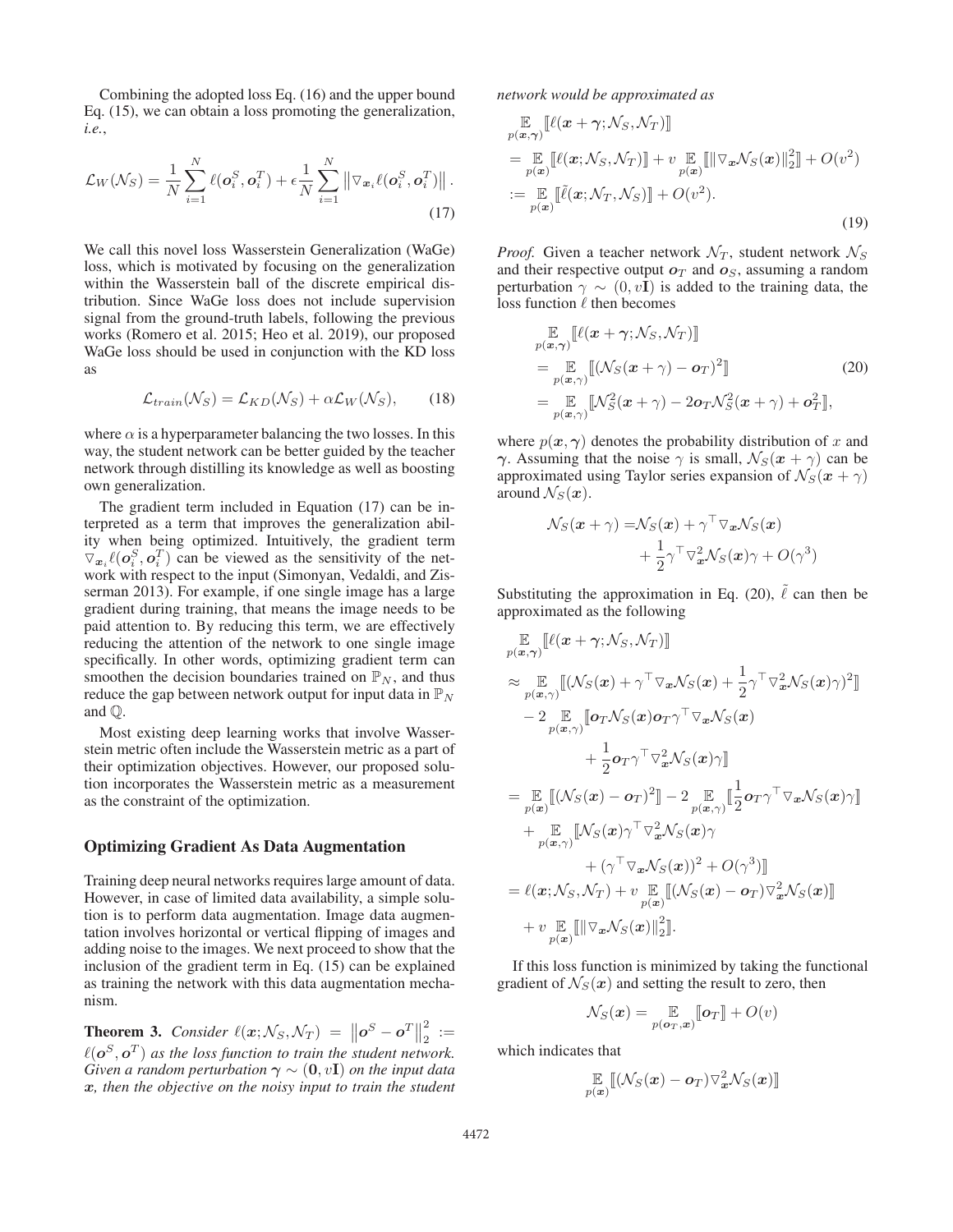Combining the adopted loss Eq. (16) and the upper bound Eq. (15), we can obtain a loss promoting the generalization, *i.e.*,

$$\mathcal{L}_W(\mathcal{N}_S) = \frac{1}{N}\sum_{i=1}^{N} \ell(\boldsymbol{o}_i^S, \boldsymbol{o}_i^T) + \epsilon \frac{1}{N}\sum_{i=1}^{N} \left\| \nabla_{\boldsymbol{x}_i} \ell(\boldsymbol{o}_i^S, \boldsymbol{o}_i^T) \right\|. \tag{17}$$

We call this novel loss Wasserstein Generalization (WaGe) loss, which is motivated by focusing on the generalization within the Wasserstein ball of the discrete empirical distribution. Since WaGe loss does not include supervision signal from the ground-truth labels, following the previous works (Romero et al. 2015; Heo et al. 2019), our proposed WaGe loss should be used in conjunction with the KD loss as

$$\mathcal{L}_{train}(\mathcal{N}_S) = \mathcal{L}_{KD}(\mathcal{N}_S) + \alpha \mathcal{L}_W(\mathcal{N}_S), \tag{18}$$

where $\alpha$ is a hyperparameter balancing the two losses. In this way, the student network can be better guided by the teacher network through distilling its knowledge as well as boosting own generalization.

The gradient term included in Equation (17) can be interpreted as a term that improves the generalization ability when being optimized. Intuitively, the gradient term $\nabla_{\boldsymbol{x}_i} \ell(\boldsymbol{o}_i^S, \boldsymbol{o}_i^T)$ can be viewed as the sensitivity of the network with respect to the input (Simonyan, Vedaldi, and Zisserman 2013). For example, if one single image has a large gradient during training, that means the image needs to be paid attention to. By reducing this term, we are effectively reducing the attention of the network to one single image specifically. In other words, optimizing gradient term can smoothen the decision boundaries trained on $\mathbb{P}_N$, and thus reduce the gap between network output for input data in $\mathbb{P}_N$ and $\mathbb{Q}$.

Most existing deep learning works that involve Wasserstein metric often include the Wasserstein metric as a part of their optimization objectives. However, our proposed solution incorporates the Wasserstein metric as a measurement as the constraint of the optimization.

## Optimizing Gradient As Data Augmentation

Training deep neural networks requires large amount of data. However, in case of limited data availability, a simple solution is to perform data augmentation. Image data augmentation involves horizontal or vertical flipping of images and adding noise to the images. We next proceed to show that the inclusion of the gradient term in Eq. (15) can be explained as training the network with this data augmentation mechanism.

**Theorem 3.** *Consider $\ell(\boldsymbol{x}; \mathcal{N}_S, \mathcal{N}_T) = \left\|\boldsymbol{o}^S - \boldsymbol{o}^T\right\|_2^2 := \ell(\boldsymbol{o}^S, \boldsymbol{o}^T)$ as the loss function to train the student network. Given a random perturbation $\boldsymbol{\gamma} \sim (\mathbf{0}, v\mathbf{I})$ on the input data $\boldsymbol{x}$, then the objective on the noisy input to train the student network would be approximated as*

$$\begin{aligned}
&\mathop{\mathbb{E}}_{p(\boldsymbol{x},\boldsymbol{\gamma})} [\![\ell(\boldsymbol{x}+\boldsymbol{\gamma}; \mathcal{N}_S, \mathcal{N}_T)]\!] \\
&= \mathop{\mathbb{E}}_{p(\boldsymbol{x})} [\![\ell(\boldsymbol{x}; \mathcal{N}_S, \mathcal{N}_T)]\!] + v \mathop{\mathbb{E}}_{p(\boldsymbol{x})} [\![\|\nabla_{\boldsymbol{x}} \mathcal{N}_S(\boldsymbol{x})\|_2^2]\!] + O(v^2) \\
&:= \mathop{\mathbb{E}}_{p(\boldsymbol{x})} [\![\tilde{\ell}(\boldsymbol{x}; \mathcal{N}_T, \mathcal{N}_S)]\!] + O(v^2).
\end{aligned} \tag{19}$$

*Proof.* Given a teacher network $\mathcal{N}_T$, student network $\mathcal{N}_S$ and their respective output $\boldsymbol{o}_T$ and $\boldsymbol{o}_S$, assuming a random perturbation $\gamma \sim (0, v\mathbf{I})$ is added to the training data, the loss function $\ell$ then becomes

$$\begin{aligned}
&\mathop{\mathbb{E}}_{p(\boldsymbol{x},\boldsymbol{\gamma})} [\![\ell(\boldsymbol{x}+\boldsymbol{\gamma}; \mathcal{N}_S, \mathcal{N}_T)]\!] \\
&= \mathop{\mathbb{E}}_{p(\boldsymbol{x},\gamma)} [\![(\mathcal{N}_S(\boldsymbol{x}+\gamma) - \boldsymbol{o}_T)^2]\!] \\
&= \mathop{\mathbb{E}}_{p(\boldsymbol{x},\gamma)} [\![\mathcal{N}_S^2(\boldsymbol{x}+\gamma) - 2\boldsymbol{o}_T \mathcal{N}_S^2(\boldsymbol{x}+\gamma) + \boldsymbol{o}_T^2]\!],
\end{aligned} \tag{20}$$

where $p(\boldsymbol{x}, \boldsymbol{\gamma})$ denotes the probability distribution of $x$ and $\boldsymbol{\gamma}$. Assuming that the noise $\gamma$ is small, $\mathcal{N}_S(\boldsymbol{x}+\gamma)$ can be approximated using Taylor series expansion of $\mathcal{N}_S(\boldsymbol{x}+\gamma)$ around $\mathcal{N}_S(\boldsymbol{x})$.

$$\begin{aligned}
\mathcal{N}_S(\boldsymbol{x}+\gamma) =& \mathcal{N}_S(\boldsymbol{x}) + \gamma^\top \nabla_{\boldsymbol{x}} \mathcal{N}_S(\boldsymbol{x}) \\
&+ \frac{1}{2}\gamma^\top \nabla_{\boldsymbol{x}}^2 \mathcal{N}_S(\boldsymbol{x})\gamma + O(\gamma^3)
\end{aligned}$$

Substituting the approximation in Eq. (20), $\tilde{\ell}$ can then be approximated as the following

$$\begin{aligned}
&\mathop{\mathbb{E}}_{p(\boldsymbol{x},\boldsymbol{\gamma})} [\![\ell(\boldsymbol{x}+\boldsymbol{\gamma}; \mathcal{N}_S, \mathcal{N}_T)]\!] \\
&\approx \mathop{\mathbb{E}}_{p(\boldsymbol{x},\gamma)} [\![(\mathcal{N}_S(\boldsymbol{x}) + \gamma^\top \nabla_{\boldsymbol{x}} \mathcal{N}_S(\boldsymbol{x}) + \frac{1}{2}\gamma^\top \nabla_{\boldsymbol{x}}^2 \mathcal{N}_S(\boldsymbol{x})\gamma)^2]\!] \\
&\quad - 2 \mathop{\mathbb{E}}_{p(\boldsymbol{x},\gamma)} [\![\boldsymbol{o}_T \mathcal{N}_S(\boldsymbol{x}) \boldsymbol{o}_T \gamma^\top \nabla_{\boldsymbol{x}} \mathcal{N}_S(\boldsymbol{x}) \\
&\qquad + \frac{1}{2}\boldsymbol{o}_T \gamma^\top \nabla_{\boldsymbol{x}}^2 \mathcal{N}_S(\boldsymbol{x})\gamma]\!] \\
&= \mathop{\mathbb{E}}_{p(\boldsymbol{x})} [\![(\mathcal{N}_S(\boldsymbol{x}) - \boldsymbol{o}_T)^2]\!] - 2 \mathop{\mathbb{E}}_{p(\boldsymbol{x},\gamma)} [\![\frac{1}{2}\boldsymbol{o}_T \gamma^\top \nabla_{\boldsymbol{x}} \mathcal{N}_S(\boldsymbol{x})\gamma]\!] \\
&\quad + \mathop{\mathbb{E}}_{p(\boldsymbol{x},\gamma)} [\![\mathcal{N}_S(\boldsymbol{x}) \gamma^\top \nabla_{\boldsymbol{x}}^2 \mathcal{N}_S(\boldsymbol{x})\gamma \\
&\qquad + (\gamma^\top \nabla_{\boldsymbol{x}} \mathcal{N}_S(\boldsymbol{x}))^2 + O(\gamma^3)]\!] \\
&= \ell(\boldsymbol{x}; \mathcal{N}_S, \mathcal{N}_T) + v \mathop{\mathbb{E}}_{p(\boldsymbol{x})} [\![(\mathcal{N}_S(\boldsymbol{x}) - \boldsymbol{o}_T)\nabla_{\boldsymbol{x}}^2 \mathcal{N}_S(\boldsymbol{x})]\!] \\
&\quad + v \mathop{\mathbb{E}}_{p(\boldsymbol{x})} [\![\|\nabla_{\boldsymbol{x}} \mathcal{N}_S(\boldsymbol{x})\|_2^2]\!].
\end{aligned}$$

If this loss function is minimized by taking the functional gradient of $\mathcal{N}_S(\boldsymbol{x})$ and setting the result to zero, then

$$\mathcal{N}_S(\boldsymbol{x}) = \mathop{\mathbb{E}}_{p(\boldsymbol{o}_T, \boldsymbol{x})} [\![\boldsymbol{o}_T]\!] + O(v)$$

which indicates that

$$\mathop{\mathbb{E}}_{p(\boldsymbol{x})} [\![(\mathcal{N}_S(\boldsymbol{x}) - \boldsymbol{o}_T)\nabla_{\boldsymbol{x}}^2 \mathcal{N}_S(\boldsymbol{x})]\!]$$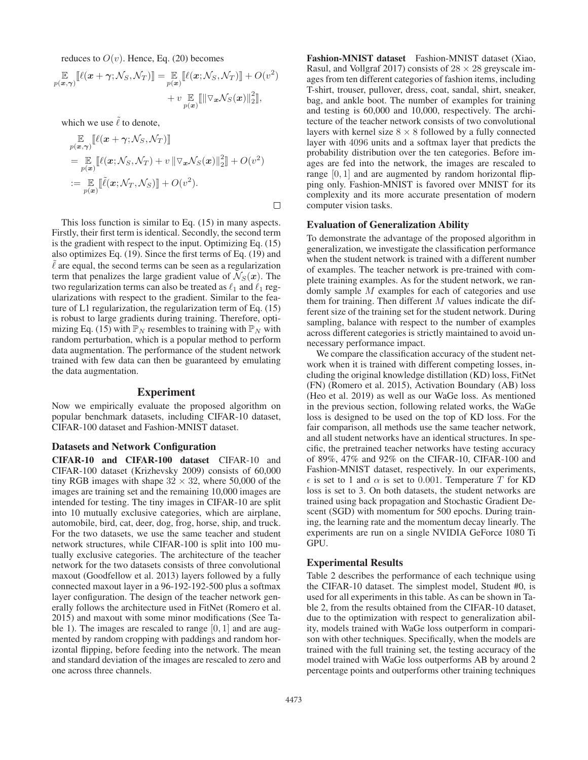reduces to $O(v)$. Hence, Eq. (20) becomes

$$\mathop{\mathbb{E}}_{p(\boldsymbol{x},\boldsymbol{\gamma})}[\![\ell(\boldsymbol{x}+\boldsymbol{\gamma};\mathcal{N}_S,\mathcal{N}_T)]\!] = \mathop{\mathbb{E}}_{p(\boldsymbol{x})}[\![\ell(\boldsymbol{x};\mathcal{N}_S,\mathcal{N}_T)]\!] + O(v^2) + v \mathop{\mathbb{E}}_{p(\boldsymbol{x})}[\![\|\triangledown_{\boldsymbol{x}}\mathcal{N}_S(\boldsymbol{x})\|_2^2]\!],$$

which we use $\tilde{\ell}$ to denote,

$$\begin{aligned}
&\mathop{\mathbb{E}}_{p(\boldsymbol{x},\boldsymbol{\gamma})}[\![\ell(\boldsymbol{x}+\boldsymbol{\gamma};\mathcal{N}_S,\mathcal{N}_T)]\!] \\
&= \mathop{\mathbb{E}}_{p(\boldsymbol{x})}[\![\ell(\boldsymbol{x};\mathcal{N}_S,\mathcal{N}_T) + v\,\|\triangledown_{\boldsymbol{x}}\mathcal{N}_S(\boldsymbol{x})\|_2^2]\!] + O(v^2) \\
&:= \mathop{\mathbb{E}}_{p(\boldsymbol{x})}[\![\tilde{\ell}(\boldsymbol{x};\mathcal{N}_T,\mathcal{N}_S)]\!] + O(v^2).
\end{aligned}$$

□

This loss function is similar to Eq. (15) in many aspects. Firstly, their first term is identical. Secondly, the second term is the gradient with respect to the input. Optimizing Eq. (15) also optimizes Eq. (19). Since the first terms of Eq. (19) and $\tilde{\ell}$ are equal, the second terms can be seen as a regularization term that penalizes the large gradient value of $\mathcal{N}_S(\boldsymbol{x})$. The two regularization terms can also be treated as $\ell_1$ and $\ell_1$ regularizations with respect to the gradient. Similar to the feature of L1 regularization, the regularization term of Eq. (15) is robust to large gradients during training. Therefore, optimizing Eq. (15) with $\mathbb{P}_N$ resembles to training with $\mathbb{P}_N$ with random perturbation, which is a popular method to perform data augmentation. The performance of the student network trained with few data can then be guaranteed by emulating the data augmentation.

## Experiment

Now we empirically evaluate the proposed algorithm on popular benchmark datasets, including CIFAR-10 dataset, CIFAR-100 dataset and Fashion-MNIST dataset.

### Datasets and Network Configuration

**CIFAR-10 and CIFAR-100 dataset** CIFAR-10 and CIFAR-100 dataset (Krizhevsky 2009) consists of 60,000 tiny RGB images with shape $32 \times 32$, where 50,000 of the images are training set and the remaining 10,000 images are intended for testing. The tiny images in CIFAR-10 are split into 10 mutually exclusive categories, which are airplane, automobile, bird, cat, deer, dog, frog, horse, ship, and truck. For the two datasets, we use the same teacher and student network structures, while CIFAR-100 is split into 100 mutually exclusive categories. The architecture of the teacher network for the two datasets consists of three convolutional maxout (Goodfellow et al. 2013) layers followed by a fully connected maxout layer in a 96-192-192-500 plus a softmax layer configuration. The design of the teacher network generally follows the architecture used in FitNet (Romero et al. 2015) and maxout with some minor modifications (See Table 1). The images are rescaled to range $[0, 1]$ and are augmented by random cropping with paddings and random horizontal flipping, before feeding into the network. The mean and standard deviation of the images are rescaled to zero and one across three channels.

**Fashion-MNIST dataset** Fashion-MNIST dataset (Xiao, Rasul, and Vollgraf 2017) consists of $28 \times 28$ greyscale images from ten different categories of fashion items, including T-shirt, trouser, pullover, dress, coat, sandal, shirt, sneaker, bag, and ankle boot. The number of examples for training and testing is 60,000 and 10,000, respectively. The architecture of the teacher network consists of two convolutional layers with kernel size $8 \times 8$ followed by a fully connected layer with 4096 units and a softmax layer that predicts the probability distribution over the ten categories. Before images are fed into the network, the images are rescaled to range $[0, 1]$ and are augmented by random horizontal flipping only. Fashion-MNIST is favored over MNIST for its complexity and its more accurate presentation of modern computer vision tasks.

### Evaluation of Generalization Ability

To demonstrate the advantage of the proposed algorithm in generalization, we investigate the classification performance when the student network is trained with a different number of examples. The teacher network is pre-trained with complete training examples. As for the student network, we randomly sample $M$ examples for each of categories and use them for training. Then different $M$ values indicate the different size of the training set for the student network. During sampling, balance with respect to the number of examples across different categories is strictly maintained to avoid unnecessary performance impact.

We compare the classification accuracy of the student network when it is trained with different competing losses, including the original knowledge distillation (KD) loss, FitNet (FN) (Romero et al. 2015), Activation Boundary (AB) loss (Heo et al. 2019) as well as our WaGe loss. As mentioned in the previous section, following related works, the WaGe loss is designed to be used on the top of KD loss. For the fair comparison, all methods use the same teacher network, and all student networks have an identical structures. In specific, the pretrained teacher networks have testing accuracy of 89%, 47% and 92% on the CIFAR-10, CIFAR-100 and Fashion-MNIST dataset, respectively. In our experiments, $\epsilon$ is set to 1 and $\alpha$ is set to 0.001. Temperature $T$ for KD loss is set to 3. On both datasets, the student networks are trained using back propagation and Stochastic Gradient Descent (SGD) with momentum for 500 epochs. During training, the learning rate and the momentum decay linearly. The experiments are run on a single NVIDIA GeForce 1080 Ti GPU.

### Experimental Results

Table 2 describes the performance of each technique using the CIFAR-10 dataset. The simplest model, Student #0, is used for all experiments in this table. As can be shown in Table 2, from the results obtained from the CIFAR-10 dataset, due to the optimization with respect to generalization ability, models trained with WaGe loss outperform in comparison with other techniques. Specifically, when the models are trained with the full training set, the testing accuracy of the model trained with WaGe loss outperforms AB by around 2 percentage points and outperforms other training techniques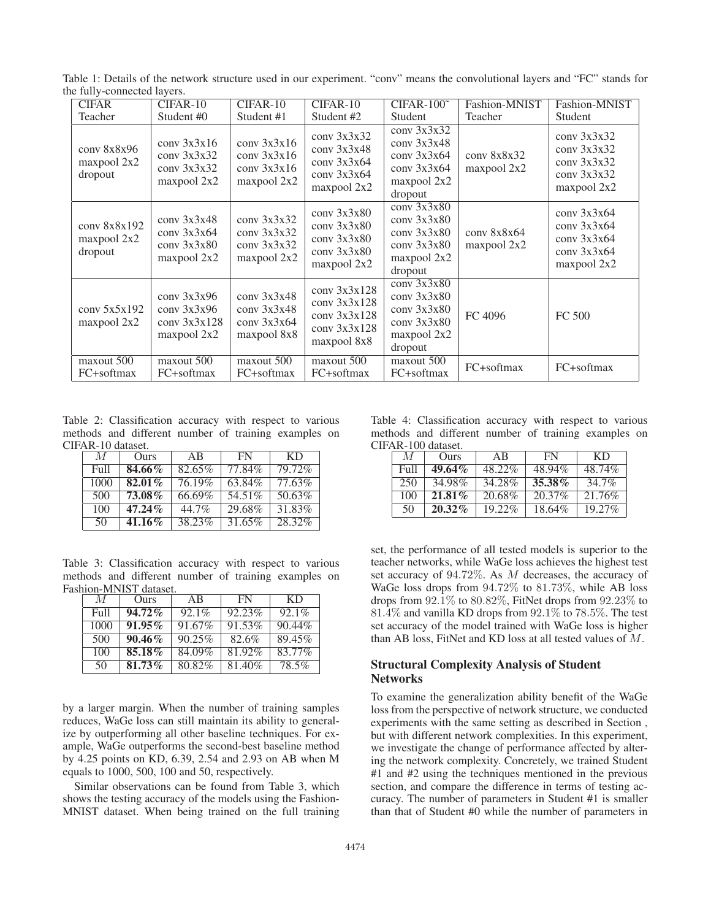Table 1: Details of the network structure used in our experiment. "conv" means the convolutional layers and "FC" stands for the fully-connected layers.

| CIFAR Teacher | CIFAR-10 Student #0 | CIFAR-10 Student #1 | CIFAR-10 Student #2 | CIFAR-100 Student | Fashion-MNIST Teacher | Fashion-MNIST Student |
|---|---|---|---|---|---|---|
| conv 8x8x96 maxpool 2x2 dropout | conv 3x3x16 conv 3x3x32 conv 3x3x32 maxpool 2x2 | conv 3x3x16 conv 3x3x16 conv 3x3x16 maxpool 2x2 | conv 3x3x32 conv 3x3x48 conv 3x3x64 conv 3x3x64 maxpool 2x2 | conv 3x3x32 conv 3x3x48 conv 3x3x64 conv 3x3x64 maxpool 2x2 dropout | conv 8x8x32 maxpool 2x2 | conv 3x3x32 conv 3x3x32 conv 3x3x32 conv 3x3x32 maxpool 2x2 |
| conv 8x8x192 maxpool 2x2 dropout | conv 3x3x48 conv 3x3x64 conv 3x3x80 maxpool 2x2 | conv 3x3x32 conv 3x3x32 conv 3x3x32 maxpool 2x2 | conv 3x3x80 conv 3x3x80 conv 3x3x80 conv 3x3x80 maxpool 2x2 | conv 3x3x80 conv 3x3x80 conv 3x3x80 conv 3x3x80 maxpool 2x2 dropout | conv 8x8x64 maxpool 2x2 | conv 3x3x64 conv 3x3x64 conv 3x3x64 conv 3x3x64 maxpool 2x2 |
| conv 5x5x192 maxpool 2x2 | conv 3x3x96 conv 3x3x96 conv 3x3x128 maxpool 2x2 | conv 3x3x48 conv 3x3x48 conv 3x3x64 maxpool 8x8 | conv 3x3x128 conv 3x3x128 conv 3x3x128 conv 3x3x128 maxpool 8x8 | conv 3x3x80 conv 3x3x80 conv 3x3x80 conv 3x3x80 maxpool 2x2 dropout | FC 4096 | FC 500 |
| maxout 500 FC+softmax | maxout 500 FC+softmax | maxout 500 FC+softmax | maxout 500 FC+softmax | maxout 500 FC+softmax | FC+softmax | FC+softmax |

Table 2: Classification accuracy with respect to various methods and different number of training examples on CIFAR-10 dataset.

| $M$ | Ours | AB | FN | KD |
|---|---|---|---|---|
| Full | **84.66%** | 82.65% | 77.84% | 79.72% |
| 1000 | **82.01%** | 76.19% | 63.84% | 77.63% |
| 500 | **73.08%** | 66.69% | 54.51% | 50.63% |
| 100 | **47.24%** | 44.7% | 29.68% | 31.83% |
| 50 | **41.16%** | 38.23% | 31.65% | 28.32% |

Table 3: Classification accuracy with respect to various methods and different number of training examples on Fashion-MNIST dataset.

| $M$ | Ours | AB | FN | KD |
|---|---|---|---|---|
| Full | **94.72%** | 92.1% | 92.23% | 92.1% |
| 1000 | **91.95%** | 91.67% | 91.53% | 90.44% |
| 500 | **90.46%** | 90.25% | 82.6% | 89.45% |
| 100 | **85.18%** | 84.09% | 81.92% | 83.77% |
| 50 | **81.73%** | 80.82% | 81.40% | 78.5% |

by a larger margin. When the number of training samples reduces, WaGe loss can still maintain its ability to generalize by outperforming all other baseline techniques. For example, WaGe outperforms the second-best baseline method by 4.25 points on KD, 6.39, 2.54 and 2.93 on AB when M equals to 1000, 500, 100 and 50, respectively.

Similar observations can be found from Table 3, which shows the testing accuracy of the models using the Fashion-MNIST dataset. When being trained on the full training set, the performance of all tested models is superior to the teacher networks, while WaGe loss achieves the highest test set accuracy of 94.72%. As $M$ decreases, the accuracy of WaGe loss drops from 94.72% to 81.73%, while AB loss drops from 92.1% to 80.82%, FitNet drops from 92.23% to 81.4% and vanilla KD drops from 92.1% to 78.5%. The test set accuracy of the model trained with WaGe loss is higher than AB loss, FitNet and KD loss at all tested values of $M$.

Table 4: Classification accuracy with respect to various methods and different number of training examples on CIFAR-100 dataset.

| $M$ | Ours | AB | FN | KD |
|---|---|---|---|---|
| Full | **49.64%** | 48.22% | 48.94% | 48.74% |
| 250 | 34.98% | 34.28% | **35.38%** | 34.7% |
| 100 | **21.81%** | 20.68% | 20.37% | 21.76% |
| 50 | **20.32%** | 19.22% | 18.64% | 19.27% |

### Structural Complexity Analysis of Student Networks

To examine the generalization ability benefit of the WaGe loss from the perspective of network structure, we conducted experiments with the same setting as described in Section , but with different network complexities. In this experiment, we investigate the change of performance affected by altering the network complexity. Concretely, we trained Student #1 and #2 using the techniques mentioned in the previous section, and compare the difference in terms of testing accuracy. The number of parameters in Student #1 is smaller than that of Student #0 while the number of parameters in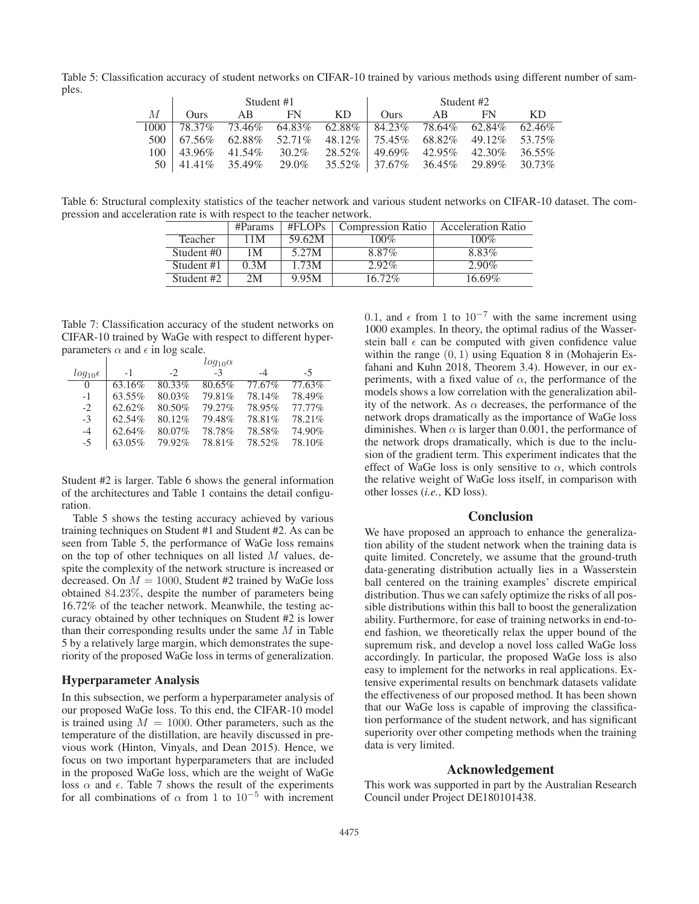Table 5: Classification accuracy of student networks on CIFAR-10 trained by various methods using different number of samples.

| | Student #1 | | | | Student #2 | | | |
|---|---|---|---|---|---|---|---|---|
| $M$ | Ours | AB | FN | KD | Ours | AB | FN | KD |
| 1000 | 78.37% | 73.46% | 64.83% | 62.88% | 84.23% | 78.64% | 62.84% | 62.46% |
| 500 | 67.56% | 62.88% | 52.71% | 48.12% | 75.45% | 68.82% | 49.12% | 53.75% |
| 100 | 43.96% | 41.54% | 30.2% | 28.52% | 49.69% | 42.95% | 42.30% | 36.55% |
| 50 | 41.41% | 35.49% | 29.0% | 35.52% | 37.67% | 36.45% | 29.89% | 30.73% |

Table 6: Structural complexity statistics of the teacher network and various student networks on CIFAR-10 dataset. The compression and acceleration rate is with respect to the teacher network.

| | #Params | #FLOPs | Compression Ratio | Acceleration Ratio |
|---|---|---|---|---|
| Teacher | 11M | 59.62M | 100% | 100% |
| Student #0 | 1M | 5.27M | 8.87% | 8.83% |
| Student #1 | 0.3M | 1.73M | 2.92% | 2.90% |
| Student #2 | 2M | 9.95M | 16.72% | 16.69% |

Table 7: Classification accuracy of the student networks on CIFAR-10 trained by WaGe with respect to different hyperparameters $\alpha$ and $\epsilon$ in log scale.

| | $log_{10}\alpha$ | | | | |
|---|---|---|---|---|---|
| $log_{10}\epsilon$ | -1 | -2 | -3 | -4 | -5 |
| 0 | 63.16% | 80.33% | 80.65% | 77.67% | 77.63% |
| -1 | 63.55% | 80.03% | 79.81% | 78.14% | 78.49% |
| -2 | 62.62% | 80.50% | 79.27% | 78.95% | 77.77% |
| -3 | 62.54% | 80.12% | 79.48% | 78.81% | 78.21% |
| -4 | 62.64% | 80.07% | 78.78% | 78.58% | 74.90% |
| -5 | 63.05% | 79.92% | 78.81% | 78.52% | 78.10% |

Student #2 is larger. Table 6 shows the general information of the architectures and Table 1 contains the detail configuration.

Table 5 shows the testing accuracy achieved by various training techniques on Student #1 and Student #2. As can be seen from Table 5, the performance of WaGe loss remains on the top of other techniques on all listed $M$ values, despite the complexity of the network structure is increased or decreased. On $M = 1000$, Student #2 trained by WaGe loss obtained $84.23\%$, despite the number of parameters being $16.72\%$ of the teacher network. Meanwhile, the testing accuracy obtained by other techniques on Student #2 is lower than their corresponding results under the same $M$ in Table 5 by a relatively large margin, which demonstrates the superiority of the proposed WaGe loss in terms of generalization.

### Hyperparameter Analysis

In this subsection, we perform a hyperparameter analysis of our proposed WaGe loss. To this end, the CIFAR-10 model is trained using $M = 1000$. Other parameters, such as the temperature of the distillation, are heavily discussed in previous work (Hinton, Vinyals, and Dean 2015). Hence, we focus on two important hyperparameters that are included in the proposed WaGe loss, which are the weight of WaGe loss $\alpha$ and $\epsilon$. Table 7 shows the result of the experiments for all combinations of $\alpha$ from 1 to $10^{-5}$ with increment 0.1, and $\epsilon$ from 1 to $10^{-7}$ with the same increment using 1000 examples. In theory, the optimal radius of the Wasserstein ball $\epsilon$ can be computed with given confidence value within the range $(0, 1)$ using Equation 8 in (Mohajerin Esfahani and Kuhn 2018, Theorem 3.4). However, in our experiments, with a fixed value of $\alpha$, the performance of the models shows a low correlation with the generalization ability of the network. As $\alpha$ decreases, the performance of the network drops dramatically as the importance of WaGe loss diminishes. When $\alpha$ is larger than 0.001, the performance of the network drops dramatically, which is due to the inclusion of the gradient term. This experiment indicates that the effect of WaGe loss is only sensitive to $\alpha$, which controls the relative weight of WaGe loss itself, in comparison with other losses (*i.e.*, KD loss).

## Conclusion

We have proposed an approach to enhance the generalization ability of the student network when the training data is quite limited. Concretely, we assume that the ground-truth data-generating distribution actually lies in a Wasserstein ball centered on the training examples' discrete empirical distribution. Thus we can safely optimize the risks of all possible distributions within this ball to boost the generalization ability. Furthermore, for ease of training networks in end-to-end fashion, we theoretically relax the upper bound of the supremum risk, and develop a novel loss called WaGe loss accordingly. In particular, the proposed WaGe loss is also easy to implement for the networks in real applications. Extensive experimental results on benchmark datasets validate the effectiveness of our proposed method. It has been shown that our WaGe loss is capable of improving the classification performance of the student network, and has significant superiority over other competing methods when the training data is very limited.

## Acknowledgement

This work was supported in part by the Australian Research Council under Project DE180101438.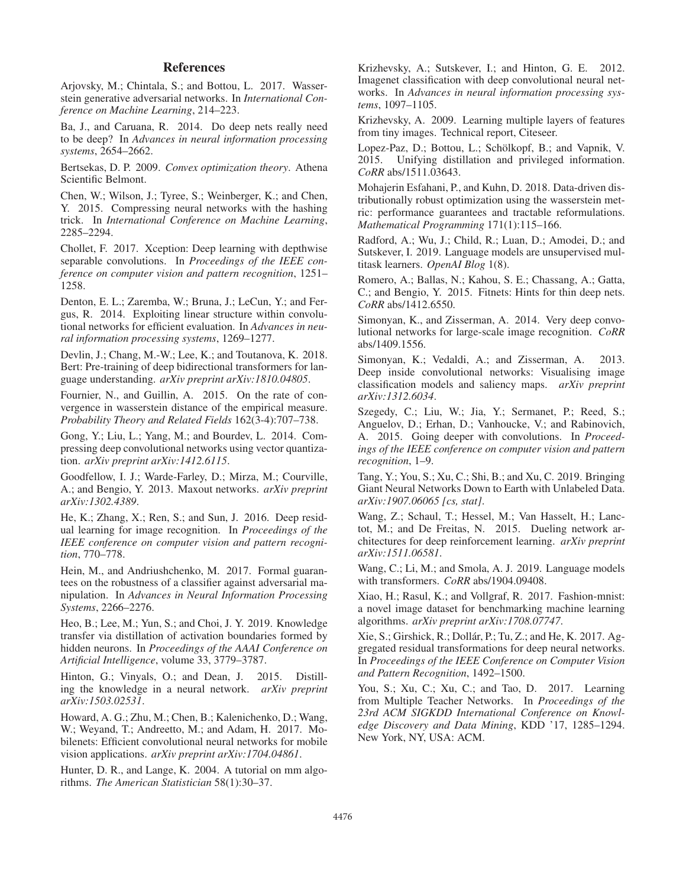## References

Arjovsky, M.; Chintala, S.; and Bottou, L. 2017. Wasserstein generative adversarial networks. In *International Conference on Machine Learning*, 214–223.

Ba, J., and Caruana, R. 2014. Do deep nets really need to be deep? In *Advances in neural information processing systems*, 2654–2662.

Bertsekas, D. P. 2009. *Convex optimization theory*. Athena Scientific Belmont.

Chen, W.; Wilson, J.; Tyree, S.; Weinberger, K.; and Chen, Y. 2015. Compressing neural networks with the hashing trick. In *International Conference on Machine Learning*, 2285–2294.

Chollet, F. 2017. Xception: Deep learning with depthwise separable convolutions. In *Proceedings of the IEEE conference on computer vision and pattern recognition*, 1251–1258.

Denton, E. L.; Zaremba, W.; Bruna, J.; LeCun, Y.; and Fergus, R. 2014. Exploiting linear structure within convolutional networks for efficient evaluation. In *Advances in neural information processing systems*, 1269–1277.

Devlin, J.; Chang, M.-W.; Lee, K.; and Toutanova, K. 2018. Bert: Pre-training of deep bidirectional transformers for language understanding. *arXiv preprint arXiv:1810.04805*.

Fournier, N., and Guillin, A. 2015. On the rate of convergence in wasserstein distance of the empirical measure. *Probability Theory and Related Fields* 162(3-4):707–738.

Gong, Y.; Liu, L.; Yang, M.; and Bourdev, L. 2014. Compressing deep convolutional networks using vector quantization. *arXiv preprint arXiv:1412.6115*.

Goodfellow, I. J.; Warde-Farley, D.; Mirza, M.; Courville, A.; and Bengio, Y. 2013. Maxout networks. *arXiv preprint arXiv:1302.4389*.

He, K.; Zhang, X.; Ren, S.; and Sun, J. 2016. Deep residual learning for image recognition. In *Proceedings of the IEEE conference on computer vision and pattern recognition*, 770–778.

Hein, M., and Andriushchenko, M. 2017. Formal guarantees on the robustness of a classifier against adversarial manipulation. In *Advances in Neural Information Processing Systems*, 2266–2276.

Heo, B.; Lee, M.; Yun, S.; and Choi, J. Y. 2019. Knowledge transfer via distillation of activation boundaries formed by hidden neurons. In *Proceedings of the AAAI Conference on Artificial Intelligence*, volume 33, 3779–3787.

Hinton, G.; Vinyals, O.; and Dean, J. 2015. Distilling the knowledge in a neural network. *arXiv preprint arXiv:1503.02531*.

Howard, A. G.; Zhu, M.; Chen, B.; Kalenichenko, D.; Wang, W.; Weyand, T.; Andreetto, M.; and Adam, H. 2017. Mobilenets: Efficient convolutional neural networks for mobile vision applications. *arXiv preprint arXiv:1704.04861*.

Hunter, D. R., and Lange, K. 2004. A tutorial on mm algorithms. *The American Statistician* 58(1):30–37.

Krizhevsky, A.; Sutskever, I.; and Hinton, G. E. 2012. Imagenet classification with deep convolutional neural networks. In *Advances in neural information processing systems*, 1097–1105.

Krizhevsky, A. 2009. Learning multiple layers of features from tiny images. Technical report, Citeseer.

Lopez-Paz, D.; Bottou, L.; Schölkopf, B.; and Vapnik, V. 2015. Unifying distillation and privileged information. *CoRR* abs/1511.03643.

Mohajerin Esfahani, P., and Kuhn, D. 2018. Data-driven distributionally robust optimization using the wasserstein metric: performance guarantees and tractable reformulations. *Mathematical Programming* 171(1):115–166.

Radford, A.; Wu, J.; Child, R.; Luan, D.; Amodei, D.; and Sutskever, I. 2019. Language models are unsupervised multitask learners. *OpenAI Blog* 1(8).

Romero, A.; Ballas, N.; Kahou, S. E.; Chassang, A.; Gatta, C.; and Bengio, Y. 2015. Fitnets: Hints for thin deep nets. *CoRR* abs/1412.6550.

Simonyan, K., and Zisserman, A. 2014. Very deep convolutional networks for large-scale image recognition. *CoRR* abs/1409.1556.

Simonyan, K.; Vedaldi, A.; and Zisserman, A. 2013. Deep inside convolutional networks: Visualising image classification models and saliency maps. *arXiv preprint arXiv:1312.6034*.

Szegedy, C.; Liu, W.; Jia, Y.; Sermanet, P.; Reed, S.; Anguelov, D.; Erhan, D.; Vanhoucke, V.; and Rabinovich, A. 2015. Going deeper with convolutions. In *Proceedings of the IEEE conference on computer vision and pattern recognition*, 1–9.

Tang, Y.; You, S.; Xu, C.; Shi, B.; and Xu, C. 2019. Bringing Giant Neural Networks Down to Earth with Unlabeled Data. *arXiv:1907.06065 [cs, stat]*.

Wang, Z.; Schaul, T.; Hessel, M.; Van Hasselt, H.; Lanctot, M.; and De Freitas, N. 2015. Dueling network architectures for deep reinforcement learning. *arXiv preprint arXiv:1511.06581*.

Wang, C.; Li, M.; and Smola, A. J. 2019. Language models with transformers. *CoRR* abs/1904.09408.

Xiao, H.; Rasul, K.; and Vollgraf, R. 2017. Fashion-mnist: a novel image dataset for benchmarking machine learning algorithms. *arXiv preprint arXiv:1708.07747*.

Xie, S.; Girshick, R.; Dollár, P.; Tu, Z.; and He, K. 2017. Aggregated residual transformations for deep neural networks. In *Proceedings of the IEEE Conference on Computer Vision and Pattern Recognition*, 1492–1500.

You, S.; Xu, C.; Xu, C.; and Tao, D. 2017. Learning from Multiple Teacher Networks. In *Proceedings of the 23rd ACM SIGKDD International Conference on Knowledge Discovery and Data Mining*, KDD '17, 1285–1294. New York, NY, USA: ACM.